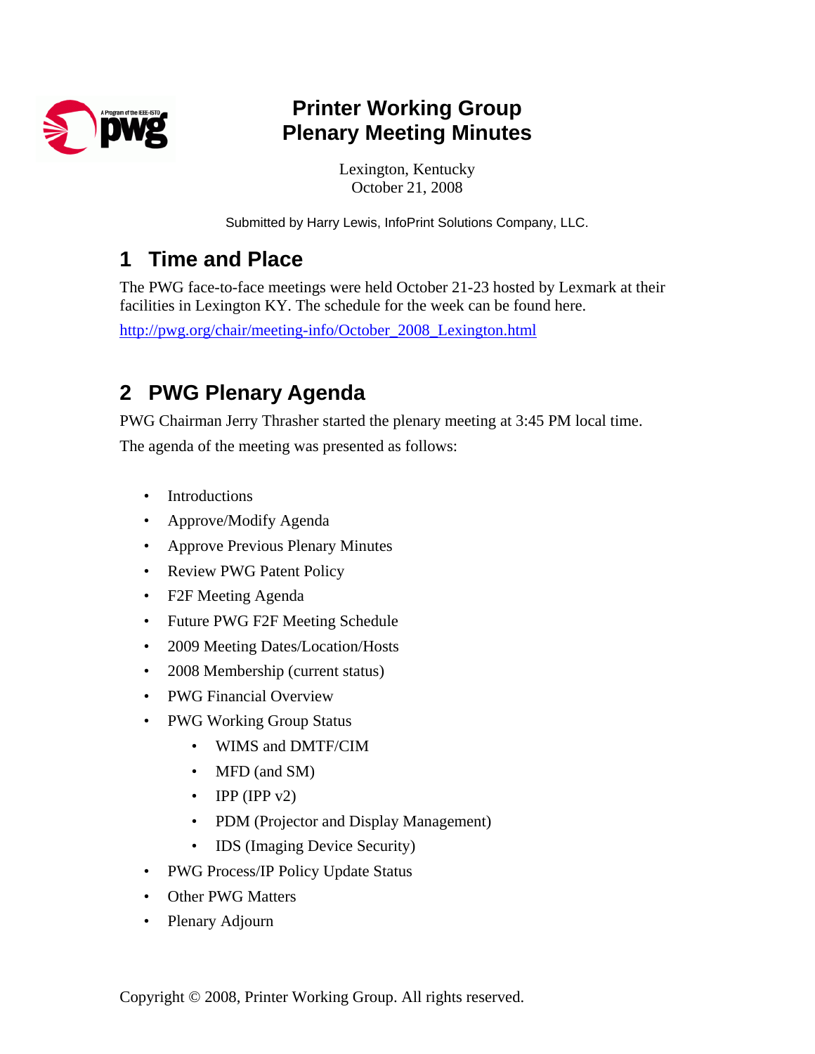# Printer Working Group
# Plenary Meeting Minutes

Lexington, Kentucky
October 21, 2008

Submitted by Harry Lewis, InfoPrint Solutions Company, LLC.

## 1 Time and Place

The PWG face-to-face meetings were held October 21-23 hosted by Lexmark at their facilities in Lexington KY. The schedule for the week can be found here.

http://pwg.org/chair/meeting-info/October_2008_Lexington.html

## 2 PWG Plenary Agenda

PWG Chairman Jerry Thrasher started the plenary meeting at 3:45 PM local time.

The agenda of the meeting was presented as follows:

- Introductions
- Approve/Modify Agenda
- Approve Previous Plenary Minutes
- Review PWG Patent Policy
- F2F Meeting Agenda
- Future PWG F2F Meeting Schedule
- 2009 Meeting Dates/Location/Hosts
- 2008 Membership (current status)
- PWG Financial Overview
- PWG Working Group Status
    - WIMS and DMTF/CIM
    - MFD (and SM)
    - IPP (IPP v2)
    - PDM (Projector and Display Management)
    - IDS (Imaging Device Security)
- PWG Process/IP Policy Update Status
- Other PWG Matters
- Plenary Adjourn

Copyright © 2008, Printer Working Group. All rights reserved.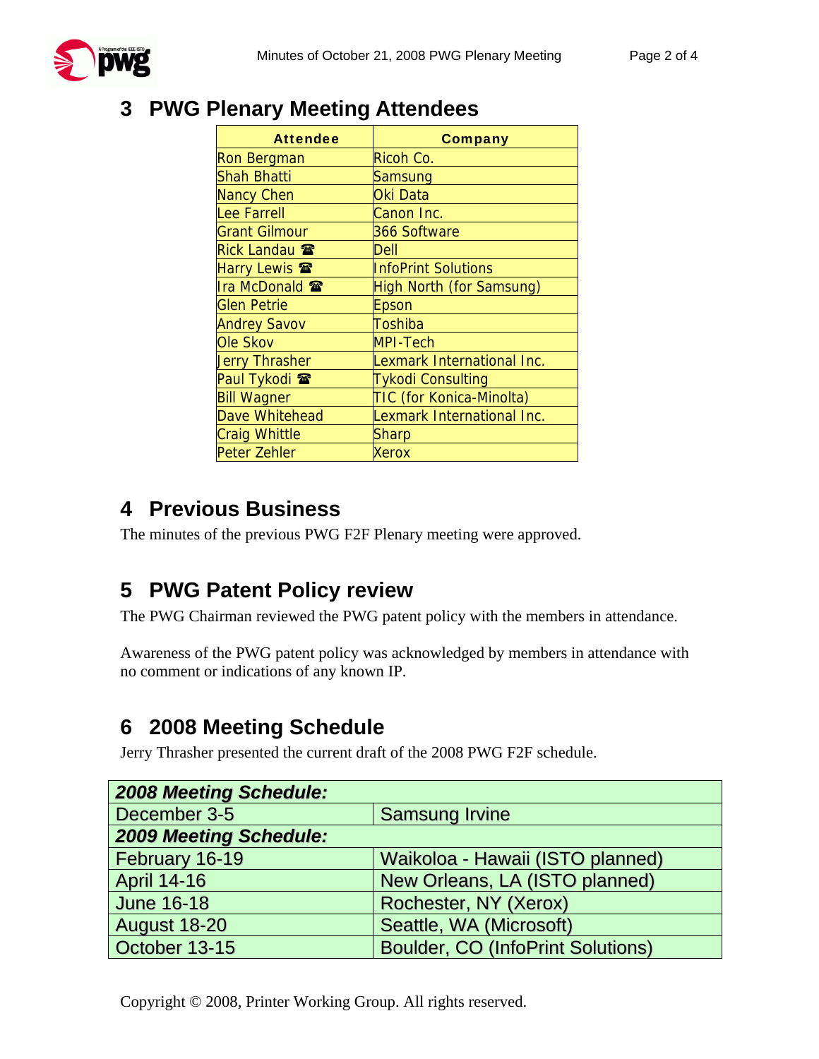## 3 PWG Plenary Meeting Attendees

| Attendee | Company |
|---|---|
| Ron Bergman | Ricoh Co. |
| Shah Bhatti | Samsung |
| Nancy Chen | Oki Data |
| Lee Farrell | Canon Inc. |
| Grant Gilmour | 366 Software |
| Rick Landau ☎ | Dell |
| Harry Lewis ☎ | InfoPrint Solutions |
| Ira McDonald ☎ | High North (for Samsung) |
| Glen Petrie | Epson |
| Andrey Savov | Toshiba |
| Ole Skov | MPI-Tech |
| Jerry Thrasher | Lexmark International Inc. |
| Paul Tykodi ☎ | Tykodi Consulting |
| Bill Wagner | TIC (for Konica-Minolta) |
| Dave Whitehead | Lexmark International Inc. |
| Craig Whittle | Sharp |
| Peter Zehler | Xerox |

## 4 Previous Business

The minutes of the previous PWG F2F Plenary meeting were approved.

## 5 PWG Patent Policy review

The PWG Chairman reviewed the PWG patent policy with the members in attendance.

Awareness of the PWG patent policy was acknowledged by members in attendance with no comment or indications of any known IP.

## 6 2008 Meeting Schedule

Jerry Thrasher presented the current draft of the 2008 PWG F2F schedule.

| ***2008 Meeting Schedule:*** | |
|---|---|
| December 3-5 | Samsung Irvine |
| ***2009 Meeting Schedule:*** | |
| February 16-19 | Waikoloa - Hawaii (ISTO planned) |
| April 14-16 | New Orleans, LA (ISTO planned) |
| June 16-18 | Rochester, NY (Xerox) |
| August 18-20 | Seattle, WA (Microsoft) |
| October 13-15 | Boulder, CO (InfoPrint Solutions) |

Copyright © 2008, Printer Working Group. All rights reserved.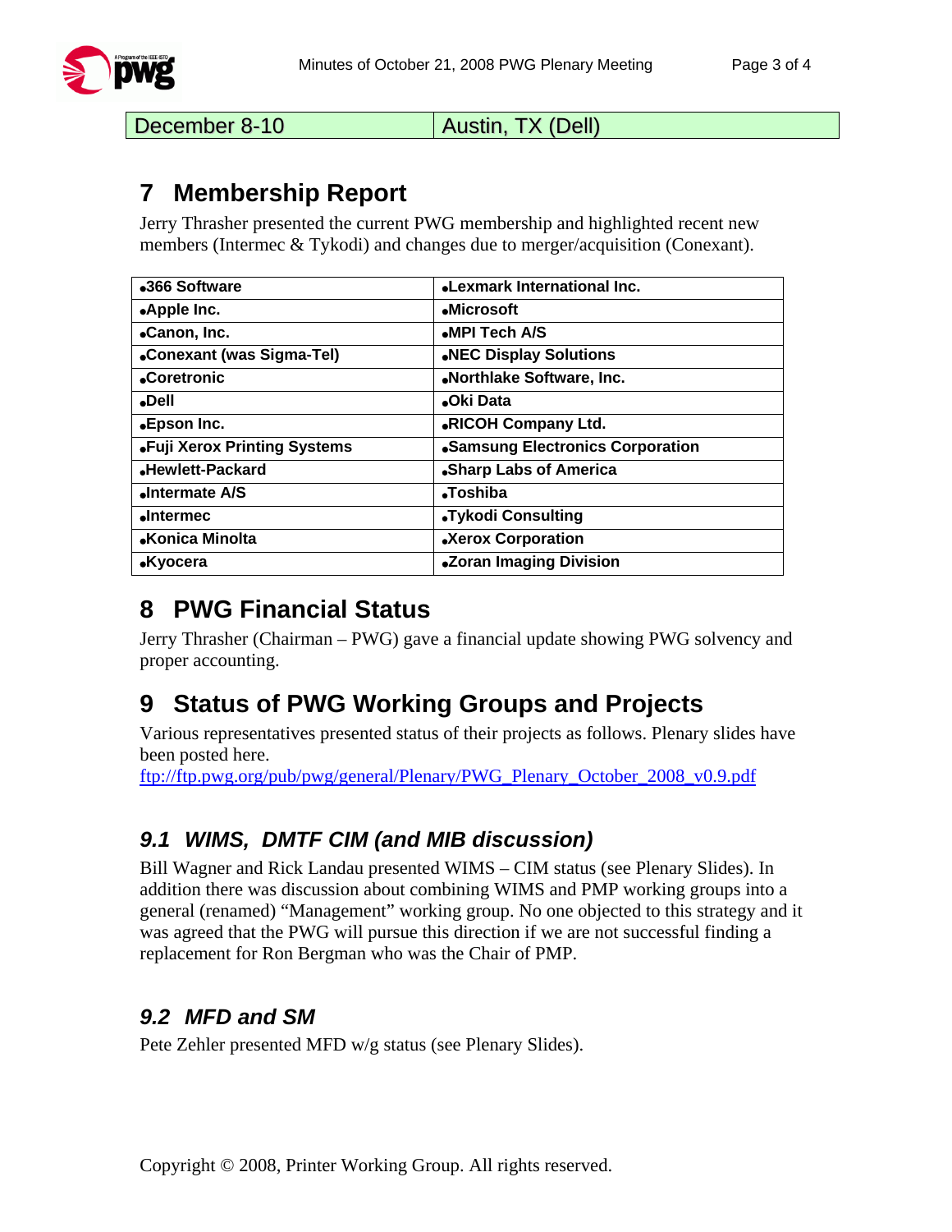| December 8-10 | Austin, TX (Dell) |
|---|---|

# 7 Membership Report

Jerry Thrasher presented the current PWG membership and highlighted recent new members (Intermec & Tykodi) and changes due to merger/acquisition (Conexant).

| •366 Software | •Lexmark International Inc. |
|---|---|
| •Apple Inc. | •Microsoft |
| •Canon, Inc. | •MPI Tech A/S |
| •Conexant (was Sigma-Tel) | •NEC Display Solutions |
| •Coretronic | •Northlake Software, Inc. |
| •Dell | •Oki Data |
| •Epson Inc. | •RICOH Company Ltd. |
| •Fuji Xerox Printing Systems | •Samsung Electronics Corporation |
| •Hewlett-Packard | •Sharp Labs of America |
| •Intermate A/S | •Toshiba |
| •Intermec | •Tykodi Consulting |
| •Konica Minolta | •Xerox Corporation |
| •Kyocera | •Zoran Imaging Division |

# 8 PWG Financial Status

Jerry Thrasher (Chairman – PWG) gave a financial update showing PWG solvency and proper accounting.

# 9 Status of PWG Working Groups and Projects

Various representatives presented status of their projects as follows. Plenary slides have been posted here.
ftp://ftp.pwg.org/pub/pwg/general/Plenary/PWG_Plenary_October_2008_v0.9.pdf

## *9.1 WIMS, DMTF CIM (and MIB discussion)*

Bill Wagner and Rick Landau presented WIMS – CIM status (see Plenary Slides). In addition there was discussion about combining WIMS and PMP working groups into a general (renamed) "Management" working group. No one objected to this strategy and it was agreed that the PWG will pursue this direction if we are not successful finding a replacement for Ron Bergman who was the Chair of PMP.

## *9.2 MFD and SM*

Pete Zehler presented MFD w/g status (see Plenary Slides).

Copyright © 2008, Printer Working Group. All rights reserved.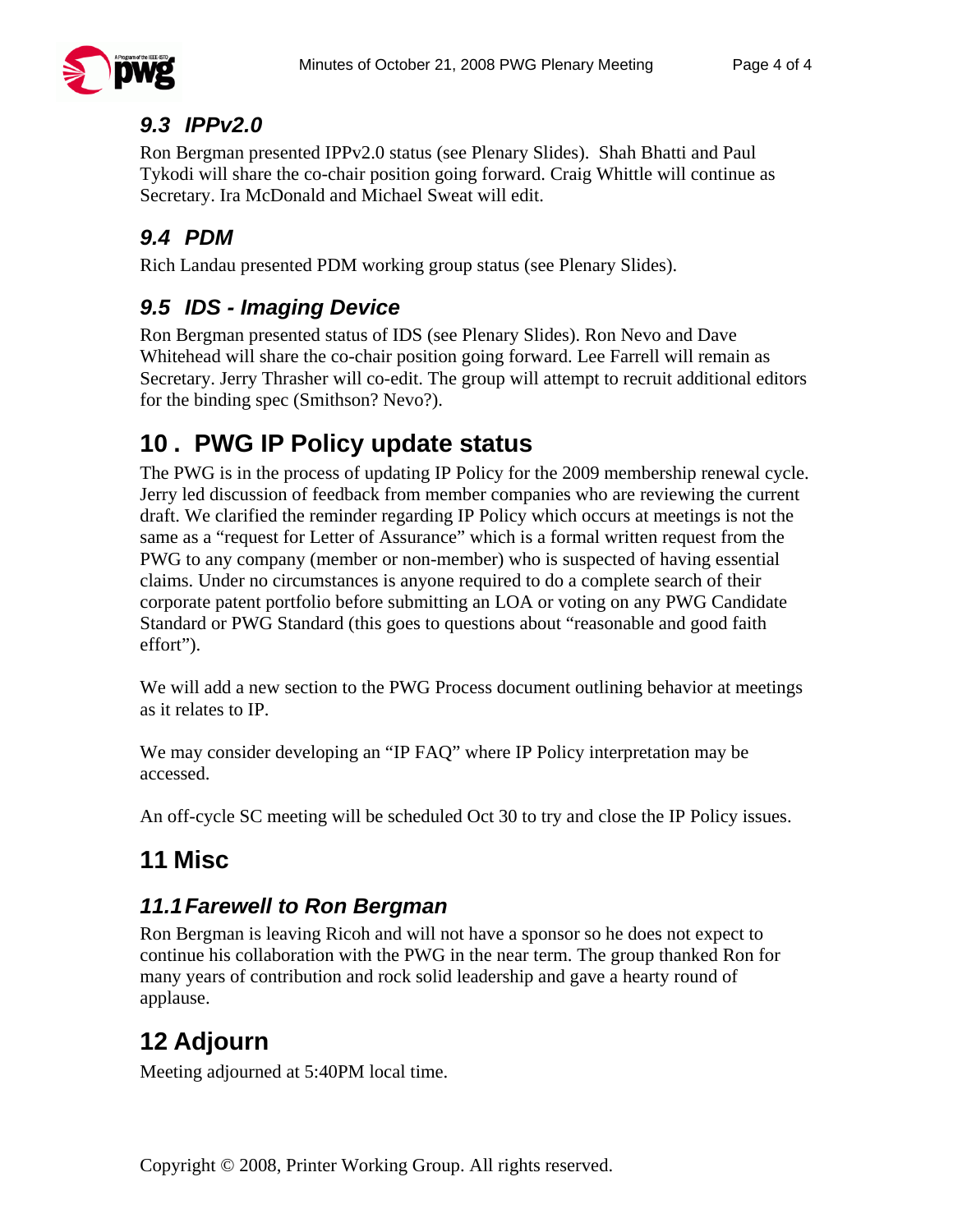### 9.3 IPPv2.0

Ron Bergman presented IPPv2.0 status (see Plenary Slides). Shah Bhatti and Paul Tykodi will share the co-chair position going forward. Craig Whittle will continue as Secretary. Ira McDonald and Michael Sweat will edit.

### 9.4 PDM

Rich Landau presented PDM working group status (see Plenary Slides).

### 9.5 IDS - Imaging Device

Ron Bergman presented status of IDS (see Plenary Slides). Ron Nevo and Dave Whitehead will share the co-chair position going forward. Lee Farrell will remain as Secretary. Jerry Thrasher will co-edit. The group will attempt to recruit additional editors for the binding spec (Smithson? Nevo?).

## 10 . PWG IP Policy update status

The PWG is in the process of updating IP Policy for the 2009 membership renewal cycle. Jerry led discussion of feedback from member companies who are reviewing the current draft. We clarified the reminder regarding IP Policy which occurs at meetings is not the same as a "request for Letter of Assurance" which is a formal written request from the PWG to any company (member or non-member) who is suspected of having essential claims. Under no circumstances is anyone required to do a complete search of their corporate patent portfolio before submitting an LOA or voting on any PWG Candidate Standard or PWG Standard (this goes to questions about "reasonable and good faith effort").

We will add a new section to the PWG Process document outlining behavior at meetings as it relates to IP.

We may consider developing an "IP FAQ" where IP Policy interpretation may be accessed.

An off-cycle SC meeting will be scheduled Oct 30 to try and close the IP Policy issues.

## 11 Misc

### 11.1 Farewell to Ron Bergman

Ron Bergman is leaving Ricoh and will not have a sponsor so he does not expect to continue his collaboration with the PWG in the near term. The group thanked Ron for many years of contribution and rock solid leadership and gave a hearty round of applause.

## 12 Adjourn

Meeting adjourned at 5:40PM local time.

Copyright © 2008, Printer Working Group. All rights reserved.